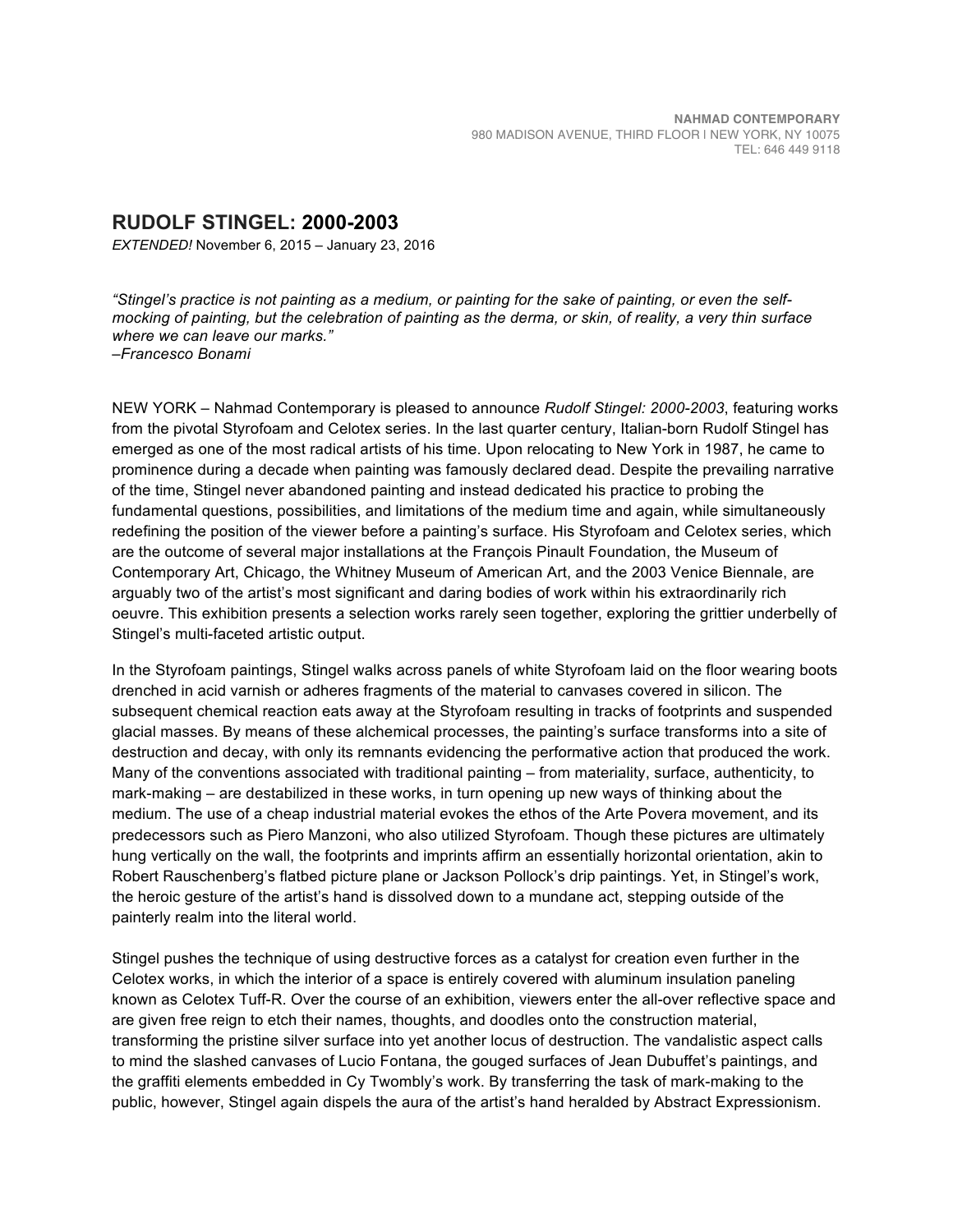**NAHMAD CONTEMPORARY**
980 MADISON AVENUE, THIRD FLOOR | NEW YORK, NY 10075
TEL: 646 449 9118

# RUDOLF STINGEL: 2000-2003

*EXTENDED!* November 6, 2015 – January 23, 2016

*"Stingel's practice is not painting as a medium, or painting for the sake of painting, or even the self-mocking of painting, but the celebration of painting as the derma, or skin, of reality, a very thin surface where we can leave our marks."*
*–Francesco Bonami*

NEW YORK – Nahmad Contemporary is pleased to announce *Rudolf Stingel: 2000-2003*, featuring works from the pivotal Styrofoam and Celotex series. In the last quarter century, Italian-born Rudolf Stingel has emerged as one of the most radical artists of his time. Upon relocating to New York in 1987, he came to prominence during a decade when painting was famously declared dead. Despite the prevailing narrative of the time, Stingel never abandoned painting and instead dedicated his practice to probing the fundamental questions, possibilities, and limitations of the medium time and again, while simultaneously redefining the position of the viewer before a painting's surface. His Styrofoam and Celotex series, which are the outcome of several major installations at the François Pinault Foundation, the Museum of Contemporary Art, Chicago, the Whitney Museum of American Art, and the 2003 Venice Biennale, are arguably two of the artist's most significant and daring bodies of work within his extraordinarily rich oeuvre. This exhibition presents a selection works rarely seen together, exploring the grittier underbelly of Stingel's multi-faceted artistic output.

In the Styrofoam paintings, Stingel walks across panels of white Styrofoam laid on the floor wearing boots drenched in acid varnish or adheres fragments of the material to canvases covered in silicon. The subsequent chemical reaction eats away at the Styrofoam resulting in tracks of footprints and suspended glacial masses. By means of these alchemical processes, the painting's surface transforms into a site of destruction and decay, with only its remnants evidencing the performative action that produced the work. Many of the conventions associated with traditional painting – from materiality, surface, authenticity, to mark-making – are destabilized in these works, in turn opening up new ways of thinking about the medium. The use of a cheap industrial material evokes the ethos of the Arte Povera movement, and its predecessors such as Piero Manzoni, who also utilized Styrofoam. Though these pictures are ultimately hung vertically on the wall, the footprints and imprints affirm an essentially horizontal orientation, akin to Robert Rauschenberg's flatbed picture plane or Jackson Pollock's drip paintings. Yet, in Stingel's work, the heroic gesture of the artist's hand is dissolved down to a mundane act, stepping outside of the painterly realm into the literal world.

Stingel pushes the technique of using destructive forces as a catalyst for creation even further in the Celotex works, in which the interior of a space is entirely covered with aluminum insulation paneling known as Celotex Tuff-R. Over the course of an exhibition, viewers enter the all-over reflective space and are given free reign to etch their names, thoughts, and doodles onto the construction material, transforming the pristine silver surface into yet another locus of destruction. The vandalistic aspect calls to mind the slashed canvases of Lucio Fontana, the gouged surfaces of Jean Dubuffet's paintings, and the graffiti elements embedded in Cy Twombly's work. By transferring the task of mark-making to the public, however, Stingel again dispels the aura of the artist's hand heralded by Abstract Expressionism.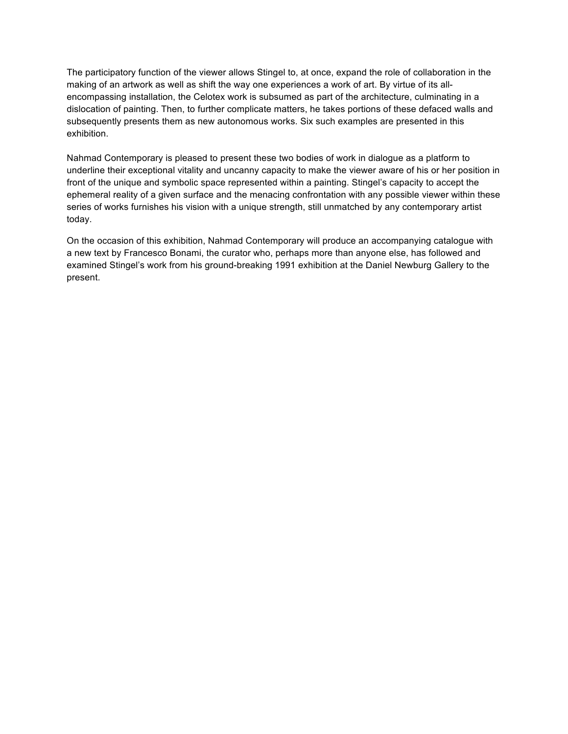The participatory function of the viewer allows Stingel to, at once, expand the role of collaboration in the making of an artwork as well as shift the way one experiences a work of art. By virtue of its all-encompassing installation, the Celotex work is subsumed as part of the architecture, culminating in a dislocation of painting. Then, to further complicate matters, he takes portions of these defaced walls and subsequently presents them as new autonomous works. Six such examples are presented in this exhibition.

Nahmad Contemporary is pleased to present these two bodies of work in dialogue as a platform to underline their exceptional vitality and uncanny capacity to make the viewer aware of his or her position in front of the unique and symbolic space represented within a painting. Stingel's capacity to accept the ephemeral reality of a given surface and the menacing confrontation with any possible viewer within these series of works furnishes his vision with a unique strength, still unmatched by any contemporary artist today.

On the occasion of this exhibition, Nahmad Contemporary will produce an accompanying catalogue with a new text by Francesco Bonami, the curator who, perhaps more than anyone else, has followed and examined Stingel's work from his ground-breaking 1991 exhibition at the Daniel Newburg Gallery to the present.